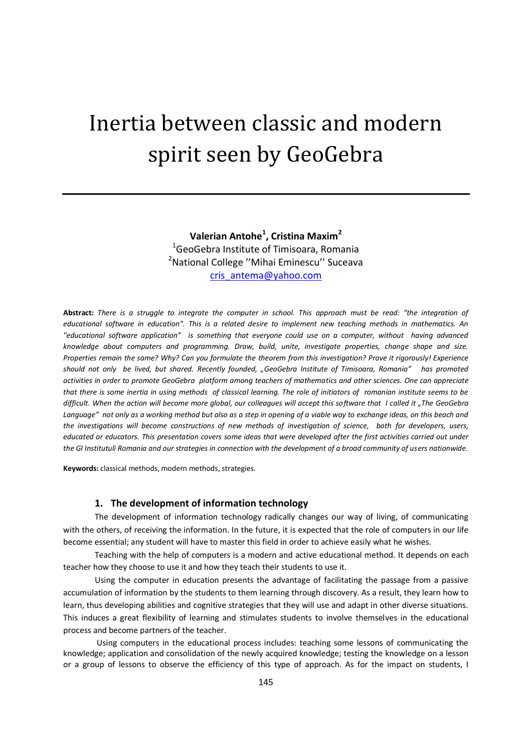# Inertia between classic and modern spirit seen by GeoGebra

**Valerian Antohe[1], Cristina Maxim[2]**
[1]GeoGebra Institute of Timisoara, Romania
[2]National College ''Mihai Eminescu'' Suceava
cris_antema@yahoo.com

**Abstract:** *There is a struggle to integrate the computer in school. This approach must be read: "the integration of educational software in education". This is a related desire to implement new teaching methods in mathematics. An "educational software application" is something that everyone could use on a computer, without having advanced knowledge about computers and programming. Draw, build, unite, investigate properties, change shape and size. Properties remain the same? Why? Can you formulate the theorem from this investigation? Prove it rigorously! Experience should not only be lived, but shared. Recently founded, „GeoGebra Institute of Timisoara, Romania" has promoted activities in order to promote GeoGebra platform among teachers of mathematics and other sciences. One can appreciate that there is some inertia in using methods of classical learning. The role of initiators of romanian institute seems to be difficult. When the action will become more global, our colleagues will accept this software that I called it „The GeoGebra Language" not only as a working method but also as a step in opening of a viable way to exchange ideas, on this beach and the investigations will become constructions of new methods of investigation of science, both for developers, users, educated or educators. This presentation covers some ideas that were developed after the first activities carried out under the GI Institutuli Romania and our strategies in connection with the development of a broad community of users nationwide.*

**Keywords:** classical methods, modern methods, strategies.

## 1. The development of information technology

The development of information technology radically changes our way of living, of communicating with the others, of receiving the information. In the future, it is expected that the role of computers in our life become essential; any student will have to master this field in order to achieve easily what he wishes.

Teaching with the help of computers is a modern and active educational method. It depends on each teacher how they choose to use it and how they teach their students to use it.

Using the computer in education presents the advantage of facilitating the passage from a passive accumulation of information by the students to them learning through discovery. As a result, they learn how to learn, thus developing abilities and cognitive strategies that they will use and adapt in other diverse situations. This induces a great flexibility of learning and stimulates students to involve themselves in the educational process and become partners of the teacher.

Using computers in the educational process includes: teaching some lessons of communicating the knowledge; application and consolidation of the newly acquired knowledge; testing the knowledge on a lesson or a group of lessons to observe the efficiency of this type of approach. As for the impact on students, I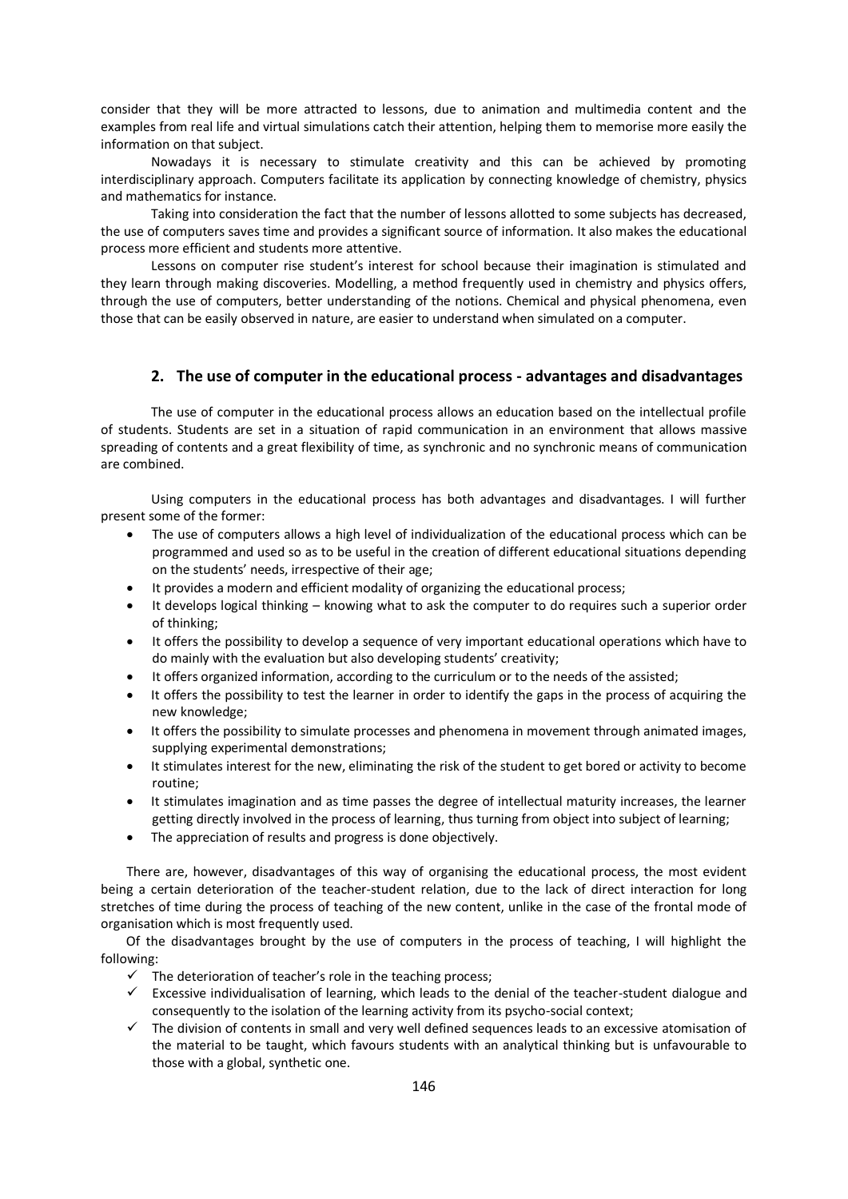consider that they will be more attracted to lessons, due to animation and multimedia content and the examples from real life and virtual simulations catch their attention, helping them to memorise more easily the information on that subject.

Nowadays it is necessary to stimulate creativity and this can be achieved by promoting interdisciplinary approach. Computers facilitate its application by connecting knowledge of chemistry, physics and mathematics for instance.

Taking into consideration the fact that the number of lessons allotted to some subjects has decreased, the use of computers saves time and provides a significant source of information. It also makes the educational process more efficient and students more attentive.

Lessons on computer rise student's interest for school because their imagination is stimulated and they learn through making discoveries. Modelling, a method frequently used in chemistry and physics offers, through the use of computers, better understanding of the notions. Chemical and physical phenomena, even those that can be easily observed in nature, are easier to understand when simulated on a computer.

## 2. The use of computer in the educational process - advantages and disadvantages

The use of computer in the educational process allows an education based on the intellectual profile of students. Students are set in a situation of rapid communication in an environment that allows massive spreading of contents and a great flexibility of time, as synchronic and no synchronic means of communication are combined.

Using computers in the educational process has both advantages and disadvantages. I will further present some of the former:

- The use of computers allows a high level of individualization of the educational process which can be programmed and used so as to be useful in the creation of different educational situations depending on the students' needs, irrespective of their age;
- It provides a modern and efficient modality of organizing the educational process;
- It develops logical thinking – knowing what to ask the computer to do requires such a superior order of thinking;
- It offers the possibility to develop a sequence of very important educational operations which have to do mainly with the evaluation but also developing students' creativity;
- It offers organized information, according to the curriculum or to the needs of the assisted;
- It offers the possibility to test the learner in order to identify the gaps in the process of acquiring the new knowledge;
- It offers the possibility to simulate processes and phenomena in movement through animated images, supplying experimental demonstrations;
- It stimulates interest for the new, eliminating the risk of the student to get bored or activity to become routine;
- It stimulates imagination and as time passes the degree of intellectual maturity increases, the learner getting directly involved in the process of learning, thus turning from object into subject of learning;
- The appreciation of results and progress is done objectively.

There are, however, disadvantages of this way of organising the educational process, the most evident being a certain deterioration of the teacher-student relation, due to the lack of direct interaction for long stretches of time during the process of teaching of the new content, unlike in the case of the frontal mode of organisation which is most frequently used.

Of the disadvantages brought by the use of computers in the process of teaching, I will highlight the following:

- ✓ The deterioration of teacher's role in the teaching process;
- ✓ Excessive individualisation of learning, which leads to the denial of the teacher-student dialogue and consequently to the isolation of the learning activity from its psycho-social context;
- ✓ The division of contents in small and very well defined sequences leads to an excessive atomisation of the material to be taught, which favours students with an analytical thinking but is unfavourable to those with a global, synthetic one.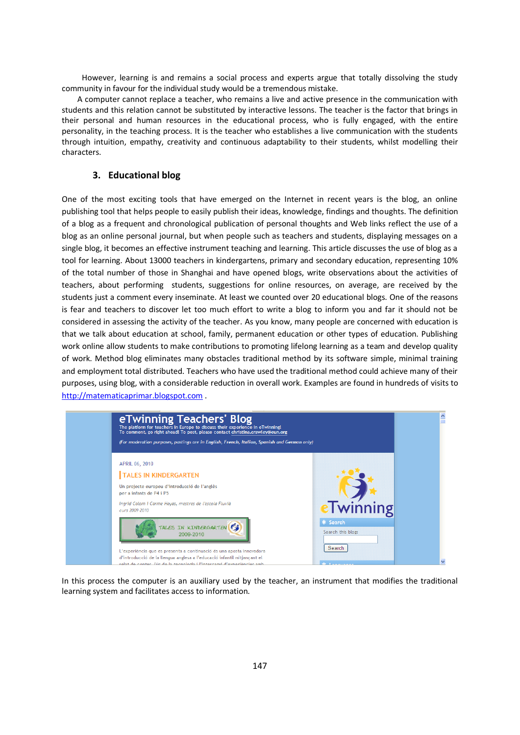However, learning is and remains a social process and experts argue that totally dissolving the study community in favour for the individual study would be a tremendous mistake.

A computer cannot replace a teacher, who remains a live and active presence in the communication with students and this relation cannot be substituted by interactive lessons. The teacher is the factor that brings in their personal and human resources in the educational process, who is fully engaged, with the entire personality, in the teaching process. It is the teacher who establishes a live communication with the students through intuition, empathy, creativity and continuous adaptability to their students, whilst modelling their characters.

## 3. Educational blog

One of the most exciting tools that have emerged on the Internet in recent years is the blog, an online publishing tool that helps people to easily publish their ideas, knowledge, findings and thoughts. The definition of a blog as a frequent and chronological publication of personal thoughts and Web links reflect the use of a blog as an online personal journal, but when people such as teachers and students, displaying messages on a single blog, it becomes an effective instrument teaching and learning. This article discusses the use of blog as a tool for learning. About 13000 teachers in kindergartens, primary and secondary education, representing 10% of the total number of those in Shanghai and have opened blogs, write observations about the activities of teachers, about performing students, suggestions for online resources, on average, are received by the students just a comment every inseminate. At least we counted over 20 educational blogs. One of the reasons is fear and teachers to discover let too much effort to write a blog to inform you and far it should not be considered in assessing the activity of the teacher. As you know, many people are concerned with education is that we talk about education at school, family, permanent education or other types of education. Publishing work online allow students to make contributions to promoting lifelong learning as a team and develop quality of work. Method blog eliminates many obstacles traditional method by its software simple, minimal training and employment total distributed. Teachers who have used the traditional method could achieve many of their purposes, using blog, with a considerable reduction in overall work. Examples are found in hundreds of visits to http://matematicaprimar.blogspot.com .

In this process the computer is an auxiliary used by the teacher, an instrument that modifies the traditional learning system and facilitates access to information.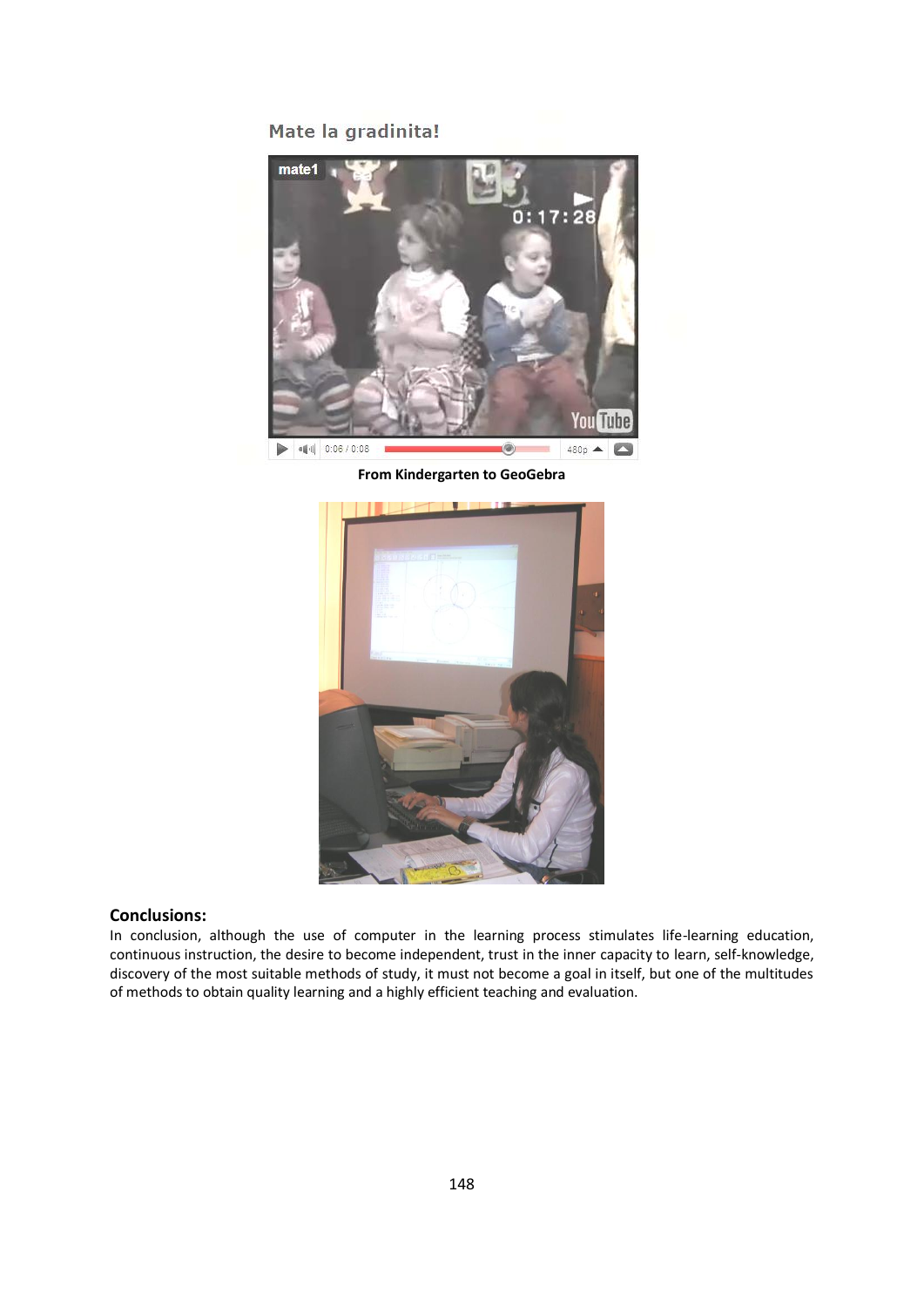Mate la gradinita!

**From Kindergarten to GeoGebra**

## Conclusions:

In conclusion, although the use of computer in the learning process stimulates life-learning education, continuous instruction, the desire to become independent, trust in the inner capacity to learn, self-knowledge, discovery of the most suitable methods of study, it must not become a goal in itself, but one of the multitudes of methods to obtain quality learning and a highly efficient teaching and evaluation.